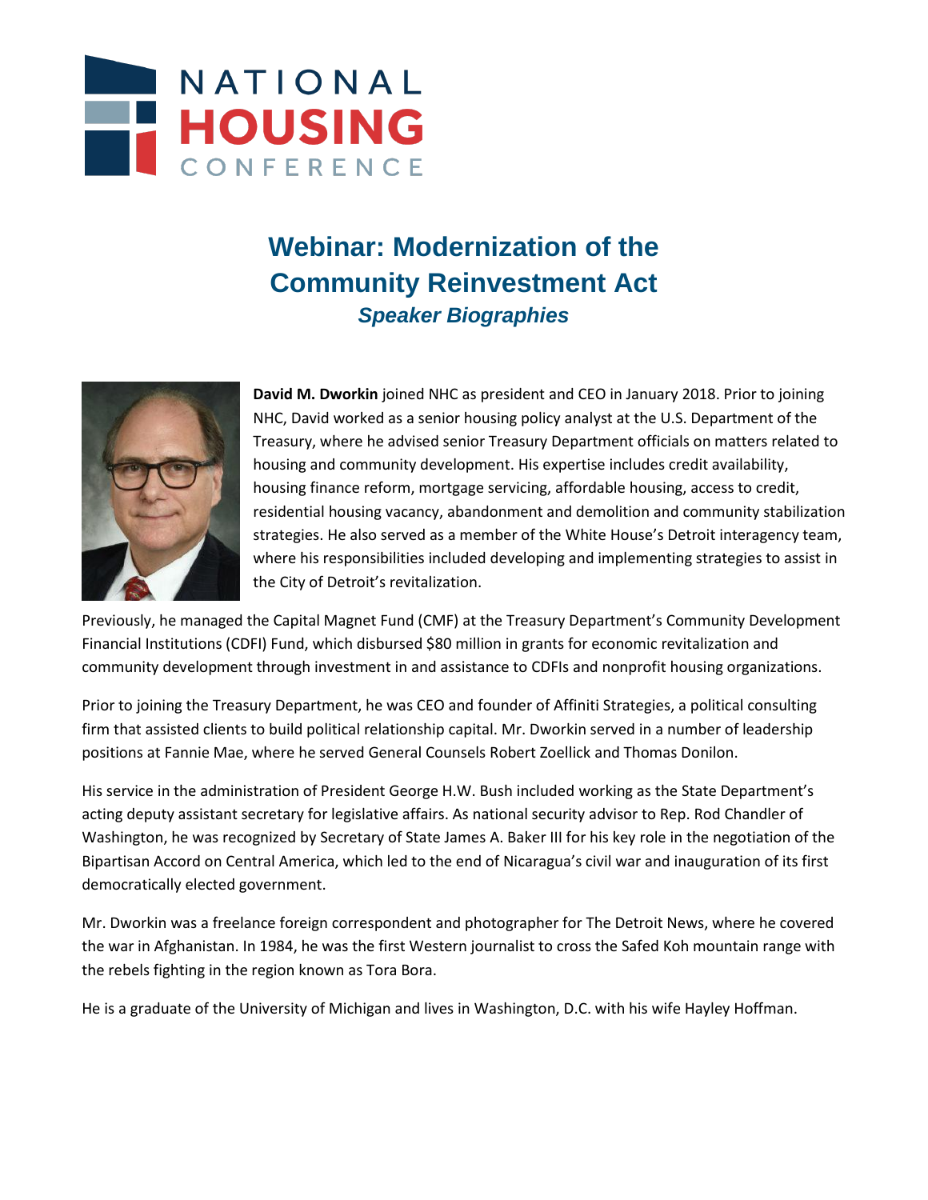NATIONAL HOUSING CONFERENCE

# Webinar: Modernization of the Community Reinvestment Act

## *Speaker Biographies*

**David M. Dworkin** joined NHC as president and CEO in January 2018. Prior to joining NHC, David worked as a senior housing policy analyst at the U.S. Department of the Treasury, where he advised senior Treasury Department officials on matters related to housing and community development. His expertise includes credit availability, housing finance reform, mortgage servicing, affordable housing, access to credit, residential housing vacancy, abandonment and demolition and community stabilization strategies. He also served as a member of the White House's Detroit interagency team, where his responsibilities included developing and implementing strategies to assist in the City of Detroit's revitalization.

Previously, he managed the Capital Magnet Fund (CMF) at the Treasury Department's Community Development Financial Institutions (CDFI) Fund, which disbursed $80 million in grants for economic revitalization and community development through investment in and assistance to CDFIs and nonprofit housing organizations.

Prior to joining the Treasury Department, he was CEO and founder of Affiniti Strategies, a political consulting firm that assisted clients to build political relationship capital. Mr. Dworkin served in a number of leadership positions at Fannie Mae, where he served General Counsels Robert Zoellick and Thomas Donilon.

His service in the administration of President George H.W. Bush included working as the State Department's acting deputy assistant secretary for legislative affairs. As national security advisor to Rep. Rod Chandler of Washington, he was recognized by Secretary of State James A. Baker III for his key role in the negotiation of the Bipartisan Accord on Central America, which led to the end of Nicaragua's civil war and inauguration of its first democratically elected government.

Mr. Dworkin was a freelance foreign correspondent and photographer for The Detroit News, where he covered the war in Afghanistan. In 1984, he was the first Western journalist to cross the Safed Koh mountain range with the rebels fighting in the region known as Tora Bora.

He is a graduate of the University of Michigan and lives in Washington, D.C. with his wife Hayley Hoffman.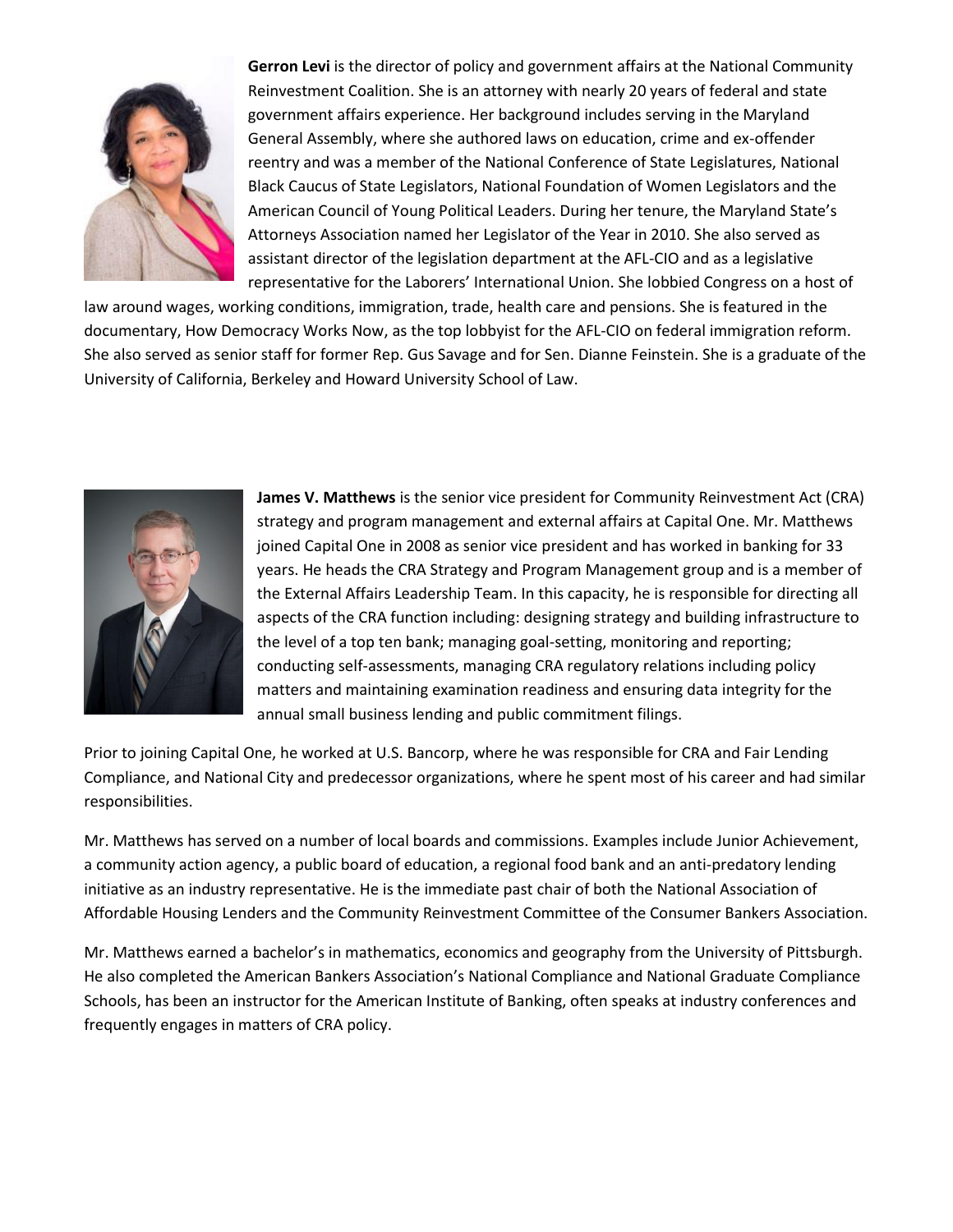**Gerron Levi** is the director of policy and government affairs at the National Community Reinvestment Coalition. She is an attorney with nearly 20 years of federal and state government affairs experience. Her background includes serving in the Maryland General Assembly, where she authored laws on education, crime and ex-offender reentry and was a member of the National Conference of State Legislatures, National Black Caucus of State Legislators, National Foundation of Women Legislators and the American Council of Young Political Leaders. During her tenure, the Maryland State's Attorneys Association named her Legislator of the Year in 2010. She also served as assistant director of the legislation department at the AFL-CIO and as a legislative representative for the Laborers' International Union. She lobbied Congress on a host of law around wages, working conditions, immigration, trade, health care and pensions. She is featured in the documentary, How Democracy Works Now, as the top lobbyist for the AFL-CIO on federal immigration reform. She also served as senior staff for former Rep. Gus Savage and for Sen. Dianne Feinstein. She is a graduate of the University of California, Berkeley and Howard University School of Law.

**James V. Matthews** is the senior vice president for Community Reinvestment Act (CRA) strategy and program management and external affairs at Capital One. Mr. Matthews joined Capital One in 2008 as senior vice president and has worked in banking for 33 years. He heads the CRA Strategy and Program Management group and is a member of the External Affairs Leadership Team. In this capacity, he is responsible for directing all aspects of the CRA function including: designing strategy and building infrastructure to the level of a top ten bank; managing goal-setting, monitoring and reporting; conducting self-assessments, managing CRA regulatory relations including policy matters and maintaining examination readiness and ensuring data integrity for the annual small business lending and public commitment filings.

Prior to joining Capital One, he worked at U.S. Bancorp, where he was responsible for CRA and Fair Lending Compliance, and National City and predecessor organizations, where he spent most of his career and had similar responsibilities.

Mr. Matthews has served on a number of local boards and commissions. Examples include Junior Achievement, a community action agency, a public board of education, a regional food bank and an anti-predatory lending initiative as an industry representative. He is the immediate past chair of both the National Association of Affordable Housing Lenders and the Community Reinvestment Committee of the Consumer Bankers Association.

Mr. Matthews earned a bachelor's in mathematics, economics and geography from the University of Pittsburgh. He also completed the American Bankers Association's National Compliance and National Graduate Compliance Schools, has been an instructor for the American Institute of Banking, often speaks at industry conferences and frequently engages in matters of CRA policy.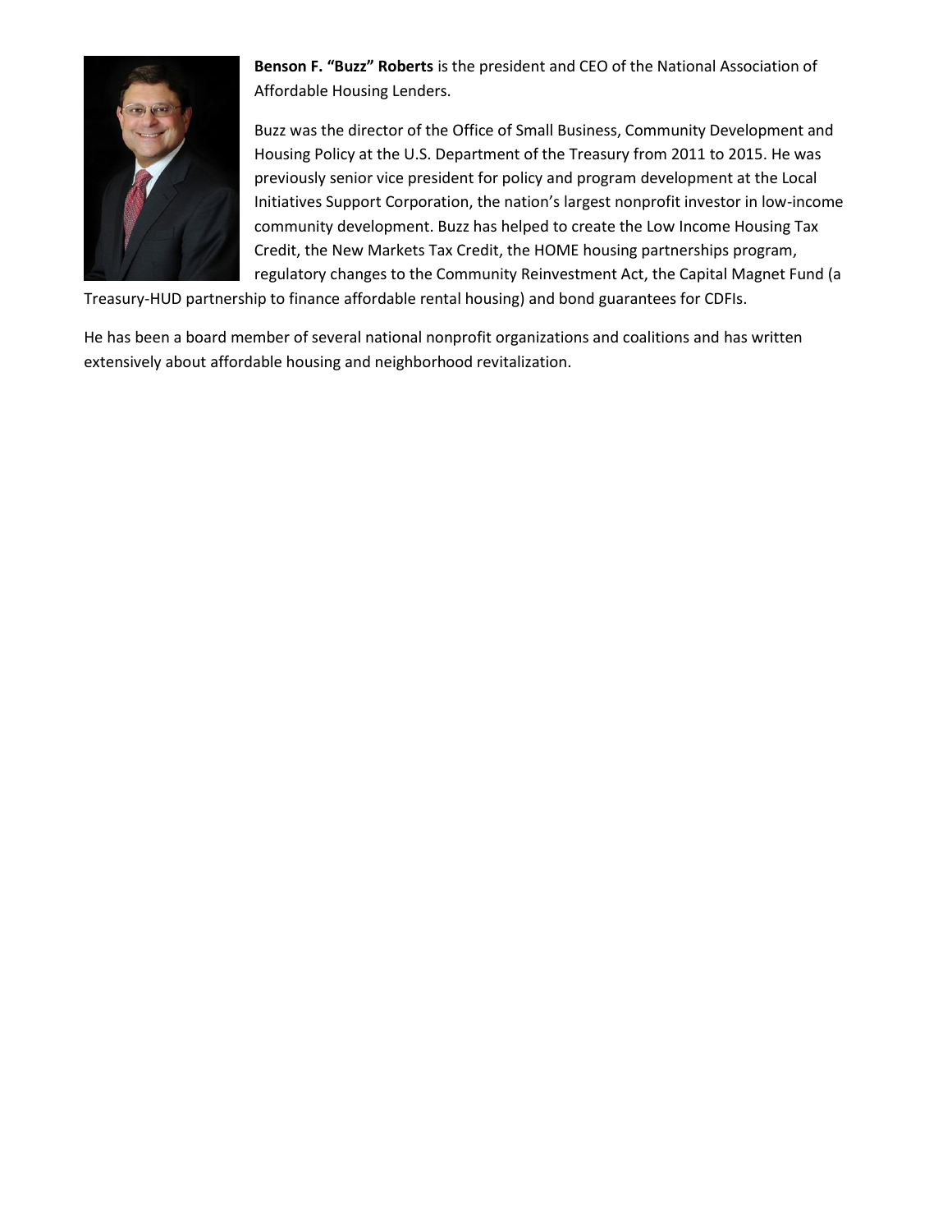**Benson F. "Buzz" Roberts** is the president and CEO of the National Association of Affordable Housing Lenders.

Buzz was the director of the Office of Small Business, Community Development and Housing Policy at the U.S. Department of the Treasury from 2011 to 2015. He was previously senior vice president for policy and program development at the Local Initiatives Support Corporation, the nation's largest nonprofit investor in low-income community development. Buzz has helped to create the Low Income Housing Tax Credit, the New Markets Tax Credit, the HOME housing partnerships program, regulatory changes to the Community Reinvestment Act, the Capital Magnet Fund (a Treasury-HUD partnership to finance affordable rental housing) and bond guarantees for CDFIs.

He has been a board member of several national nonprofit organizations and coalitions and has written extensively about affordable housing and neighborhood revitalization.